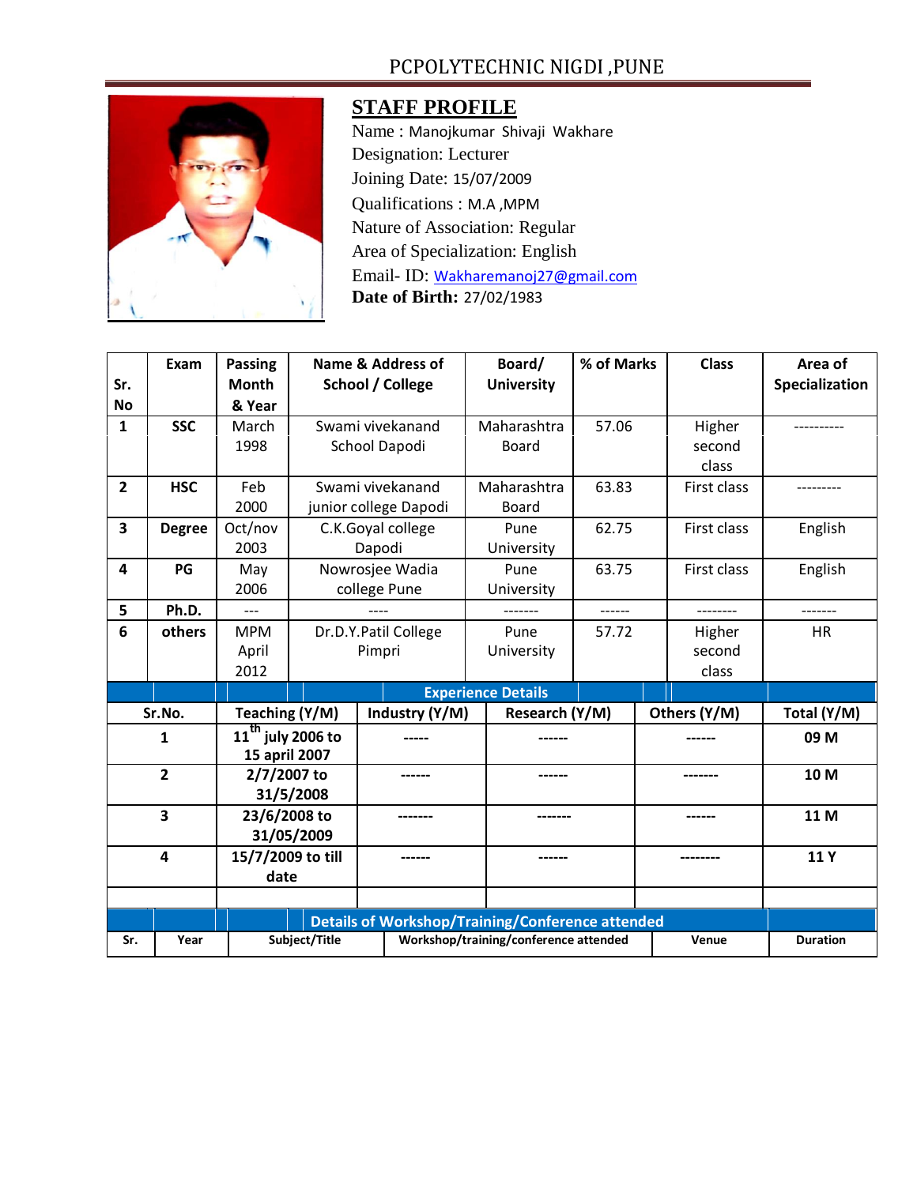# PCPOLYTECHNIC NIGDI ,PUNE

## STAFF PROFILE

Name : Manojkumar Shivaji Wakhare
Designation: Lecturer
Joining Date: 15/07/2009
Qualifications : M.A ,MPM
Nature of Association: Regular
Area of Specialization: English
Email- ID: Wakharemanoj27@gmail.com
**Date of Birth:** 27/02/1983

| Sr. No | Exam | Passing Month & Year | Name & Address of School / College | Board/ University | % of Marks | Class | Area of Specialization |
|---|---|---|---|---|---|---|---|
| 1 | SSC | March 1998 | Swami vivekanand School Dapodi | Maharashtra Board | 57.06 | Higher second class | ---------- |
| 2 | HSC | Feb 2000 | Swami vivekanand junior college Dapodi | Maharashtra Board | 63.83 | First class | --------- |
| 3 | Degree | Oct/nov 2003 | C.K.Goyal college Dapodi | Pune University | 62.75 | First class | English |
| 4 | PG | May 2006 | Nowrosjee Wadia college Pune | Pune University | 63.75 | First class | English |
| 5 | Ph.D. | --- | ---- | ------- | ------ | -------- | ------- |
| 6 | others | MPM April 2012 | Dr.D.Y.Patil College Pimpri | Pune University | 57.72 | Higher second class | HR |

**Experience Details**

| Sr.No. | Teaching (Y/M) | Industry (Y/M) | Research (Y/M) | Others (Y/M) | Total (Y/M) |
|---|---|---|---|---|---|
| 1 | 11th july 2006 to 15 april 2007 | ----- | ------ | ------ | 09 M |
| 2 | 2/7/2007 to 31/5/2008 | ------ | ------ | ------- | 10 M |
| 3 | 23/6/2008 to 31/05/2009 | ------- | ------- | ------ | 11 M |
| 4 | 15/7/2009 to till date | ------ | ------ | -------- | 11 Y |
| | | | | | |

**Details of Workshop/Training/Conference attended**

| Sr. | Year | Subject/Title | Workshop/training/conference attended | Venue | Duration |
|---|---|---|---|---|---|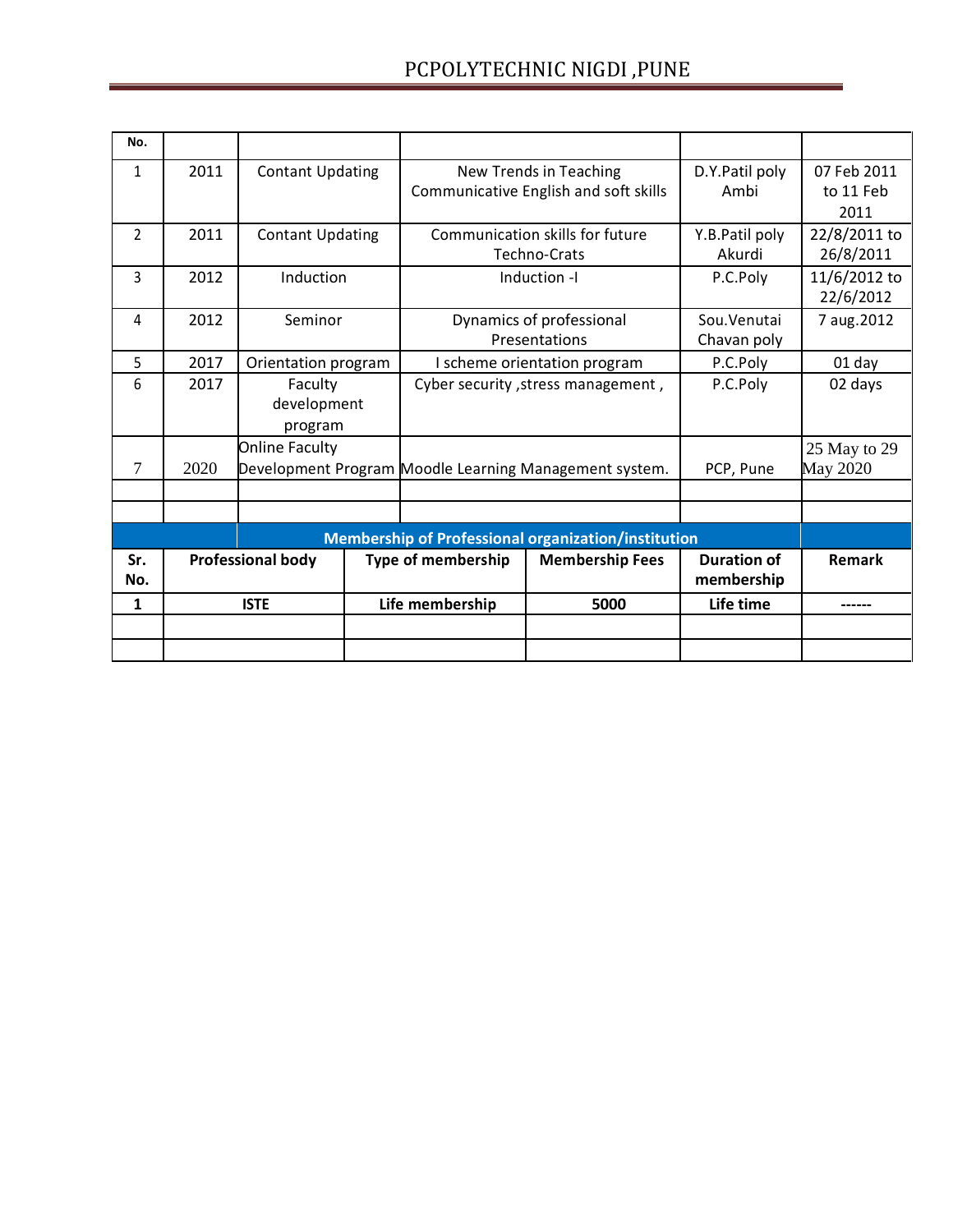| No. | | | | | |
|---|---|---|---|---|---|
| 1 | 2011 | Contant Updating | New Trends in Teaching Communicative English and soft skills | D.Y.Patil poly Ambi | 07 Feb 2011 to 11 Feb 2011 |
| 2 | 2011 | Contant Updating | Communication skills for future Techno-Crats | Y.B.Patil poly Akurdi | 22/8/2011 to 26/8/2011 |
| 3 | 2012 | Induction | Induction -I | P.C.Poly | 11/6/2012 to 22/6/2012 |
| 4 | 2012 | Seminor | Dynamics of professional Presentations | Sou.Venutai Chavan poly | 7 aug.2012 |
| 5 | 2017 | Orientation program | I scheme orientation program | P.C.Poly | 01 day |
| 6 | 2017 | Faculty development program | Cyber security ,stress management , | P.C.Poly | 02 days |
| 7 | 2020 | Online Faculty Development Program | Moodle Learning Management system. | PCP, Pune | 25 May to 29 May 2020 |
| | | | | | |
| | | | | | |

**Membership of Professional organization/institution**

| Sr. No. | Professional body | Type of membership | Membership Fees | Duration of membership | Remark |
|---|---|---|---|---|---|
| **1** | **ISTE** | **Life membership** | **5000** | **Life time** | **------** |
| | | | | | |
| | | | | | |